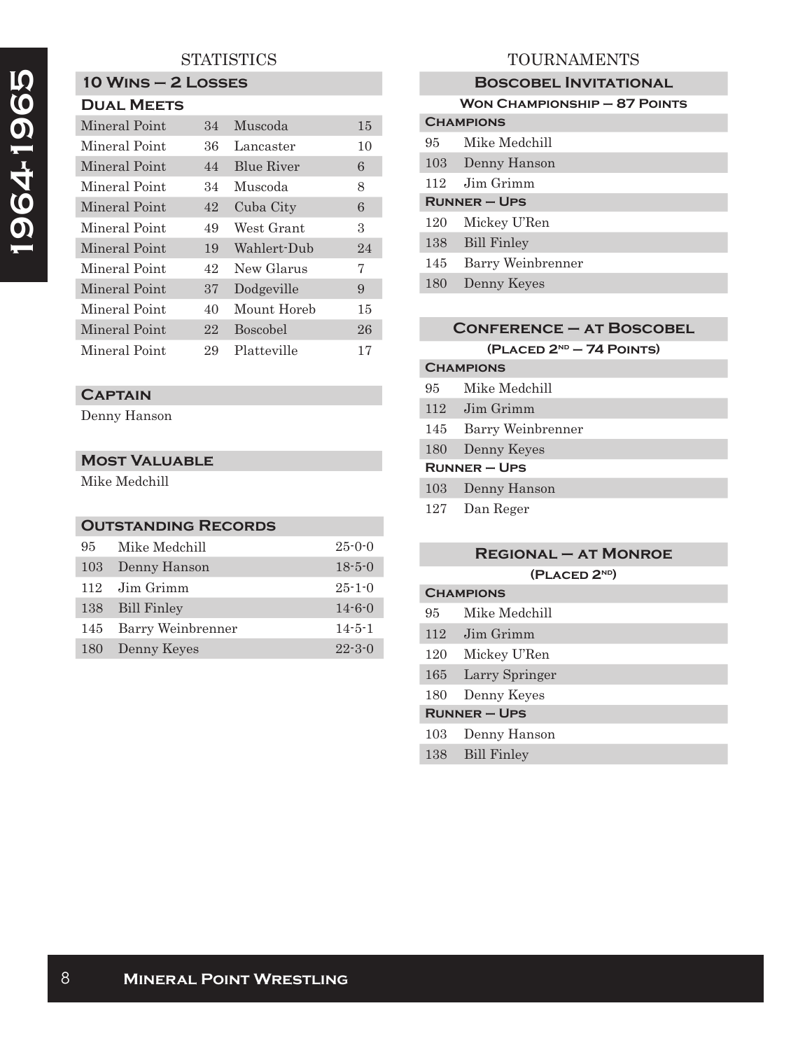# 1964-1965

## STATISTICS

### 10 Wins – 2 Losses

#### Dual Meets

| | | | |
|---|---|---|---|
| Mineral Point | 34 | Muscoda | 15 |
| Mineral Point | 36 | Lancaster | 10 |
| Mineral Point | 44 | Blue River | 6 |
| Mineral Point | 34 | Muscoda | 8 |
| Mineral Point | 42 | Cuba City | 6 |
| Mineral Point | 49 | West Grant | 3 |
| Mineral Point | 19 | Wahlert-Dub | 24 |
| Mineral Point | 42 | New Glarus | 7 |
| Mineral Point | 37 | Dodgeville | 9 |
| Mineral Point | 40 | Mount Horeb | 15 |
| Mineral Point | 22 | Boscobel | 26 |
| Mineral Point | 29 | Platteville | 17 |

### Captain

Denny Hanson

### Most Valuable

Mike Medchill

### Outstanding Records

| | | |
|---|---|---|
| 95 | Mike Medchill | 25-0-0 |
| 103 | Denny Hanson | 18-5-0 |
| 112 | Jim Grimm | 25-1-0 |
| 138 | Bill Finley | 14-6-0 |
| 145 | Barry Weinbrenner | 14-5-1 |
| 180 | Denny Keyes | 22-3-0 |

## TOURNAMENTS

### Boscobel Invitational

**Won Championship – 87 Points**

**Champions**

| | |
|---|---|
| 95 | Mike Medchill |
| 103 | Denny Hanson |
| 112 | Jim Grimm |

**Runner – Ups**

| | |
|---|---|
| 120 | Mickey U'Ren |
| 138 | Bill Finley |
| 145 | Barry Weinbrenner |
| 180 | Denny Keyes |

### Conference – at Boscobel

**(Placed 2nd – 74 Points)**

**Champions**

| | |
|---|---|
| 95 | Mike Medchill |
| 112 | Jim Grimm |
| 145 | Barry Weinbrenner |
| 180 | Denny Keyes |

**Runner – Ups**

| | |
|---|---|
| 103 | Denny Hanson |
| 127 | Dan Reger |

### Regional – at Monroe

**(Placed 2nd)**

**Champions**

| | |
|---|---|
| 95 | Mike Medchill |
| 112 | Jim Grimm |
| 120 | Mickey U'Ren |
| 165 | Larry Springer |
| 180 | Denny Keyes |

**Runner – Ups**

| | |
|---|---|
| 103 | Denny Hanson |
| 138 | Bill Finley |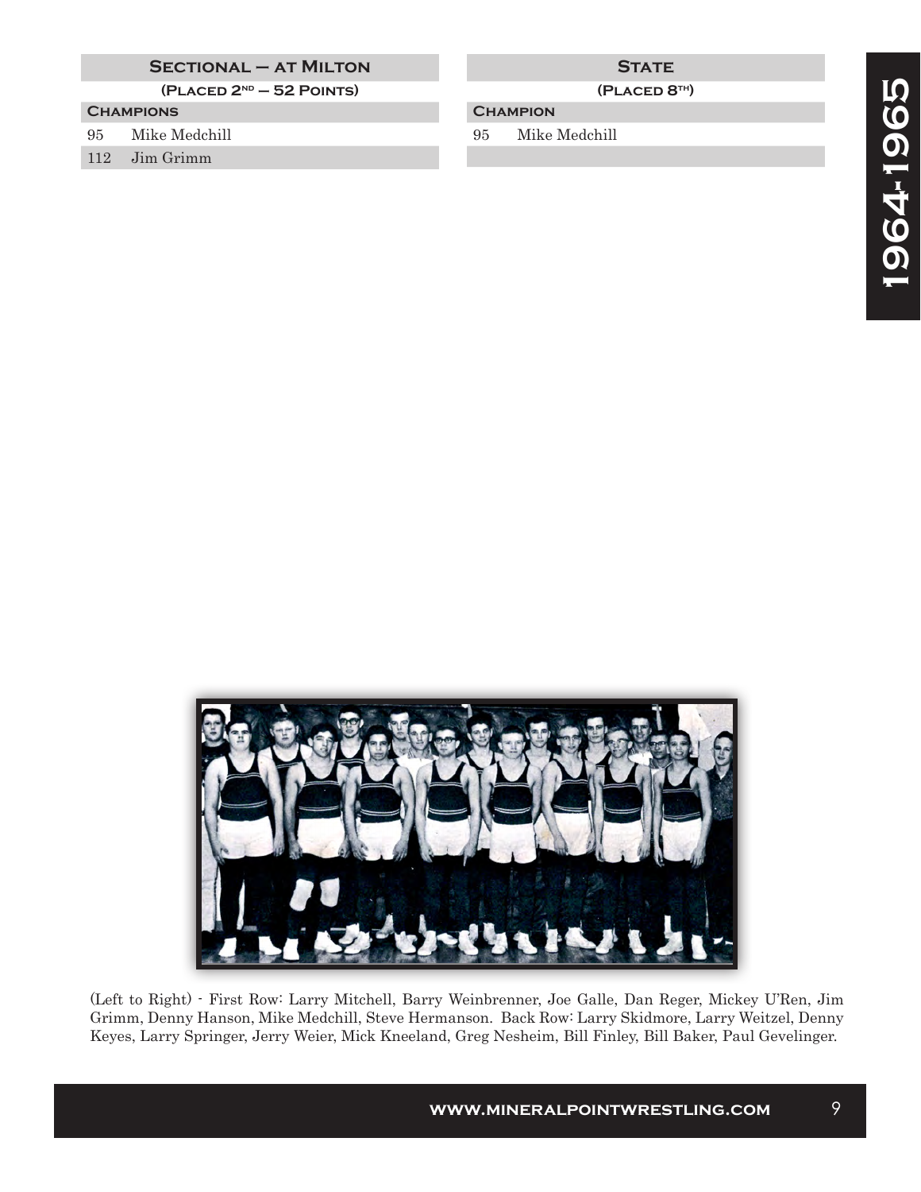## Sectional – at Milton

(Placed 2nd – 52 Points)

| Champions | |
|---|---|
| 95 | Mike Medchill |
| 112 | Jim Grimm |

## State

(Placed 8th)

| Champion | |
|---|---|
| 95 | Mike Medchill |

(Left to Right) - First Row: Larry Mitchell, Barry Weinbrenner, Joe Galle, Dan Reger, Mickey U'Ren, Jim Grimm, Denny Hanson, Mike Medchill, Steve Hermanson. Back Row: Larry Skidmore, Larry Weitzel, Denny Keyes, Larry Springer, Jerry Weier, Mick Kneeland, Greg Nesheim, Bill Finley, Bill Baker, Paul Gevelinger.